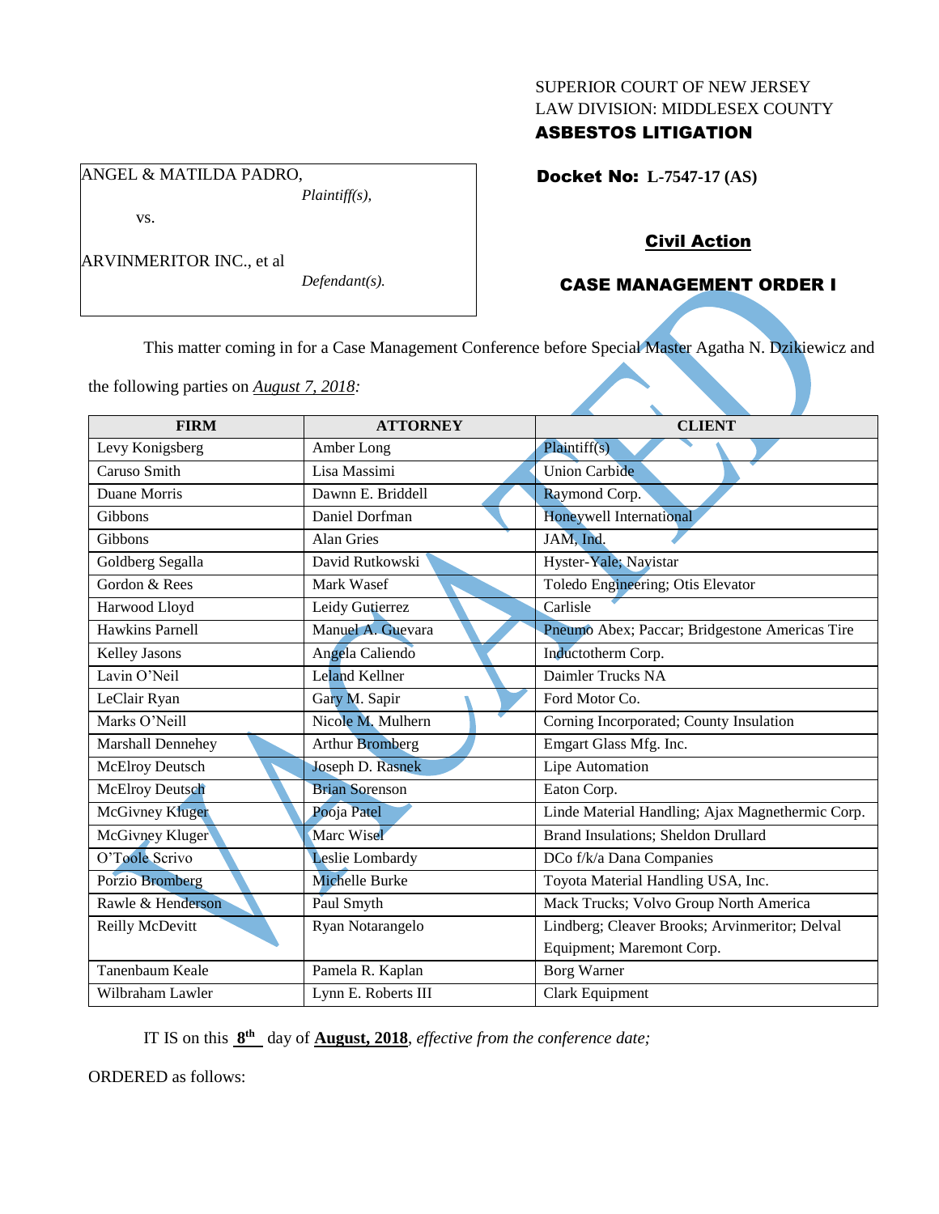SUPERIOR COURT OF NEW JERSEY
LAW DIVISION: MIDDLESEX COUNTY
**ASBESTOS LITIGATION**

ANGEL & MATILDA PADRO,
*Plaintiff(s),*

vs.

ARVINMERITOR INC., et al
*Defendant(s).*

**Docket No: L-7547-17 (AS)**

**Civil Action**

**CASE MANAGEMENT ORDER I**

This matter coming in for a Case Management Conference before Special Master Agatha N. Dzikiewicz and the following parties on ***August 7, 2018***:

| FIRM | ATTORNEY | CLIENT |
|---|---|---|
| Levy Konigsberg | Amber Long | Plaintiff(s) |
| Caruso Smith | Lisa Massimi | Union Carbide |
| Duane Morris | Dawnn E. Briddell | Raymond Corp. |
| Gibbons | Daniel Dorfman | Honeywell International |
| Gibbons | Alan Gries | JAM, Ind. |
| Goldberg Segalla | David Rutkowski | Hyster-Yale; Navistar |
| Gordon & Rees | Mark Wasef | Toledo Engineering; Otis Elevator |
| Harwood Lloyd | Leidy Gutierrez | Carlisle |
| Hawkins Parnell | Manuel A. Guevara | Pneumo Abex; Paccar; Bridgestone Americas Tire |
| Kelley Jasons | Angela Caliendo | Inductotherm Corp. |
| Lavin O'Neil | Leland Kellner | Daimler Trucks NA |
| LeClair Ryan | Gary M. Sapir | Ford Motor Co. |
| Marks O'Neill | Nicole M. Mulhern | Corning Incorporated; County Insulation |
| Marshall Dennehey | Arthur Bromberg | Emgart Glass Mfg. Inc. |
| McElroy Deutsch | Joseph D. Rasnek | Lipe Automation |
| McElroy Deutsch | Brian Sorenson | Eaton Corp. |
| McGivney Kluger | Pooja Patel | Linde Material Handling; Ajax Magnethermic Corp. |
| McGivney Kluger | Marc Wisel | Brand Insulations; Sheldon Drullard |
| O'Toole Scrivo | Leslie Lombardy | DCo f/k/a Dana Companies |
| Porzio Bromberg | Michelle Burke | Toyota Material Handling USA, Inc. |
| Rawle & Henderson | Paul Smyth | Mack Trucks; Volvo Group North America |
| Reilly McDevitt | Ryan Notarangelo | Lindberg; Cleaver Brooks; Arvinmeritor; Delval Equipment; Maremont Corp. |
| Tanenbaum Keale | Pamela R. Kaplan | Borg Warner |
| Wilbraham Lawler | Lynn E. Roberts III | Clark Equipment |

IT IS on this **8th** day of **August, 2018**, *effective from the conference date;*

ORDERED as follows: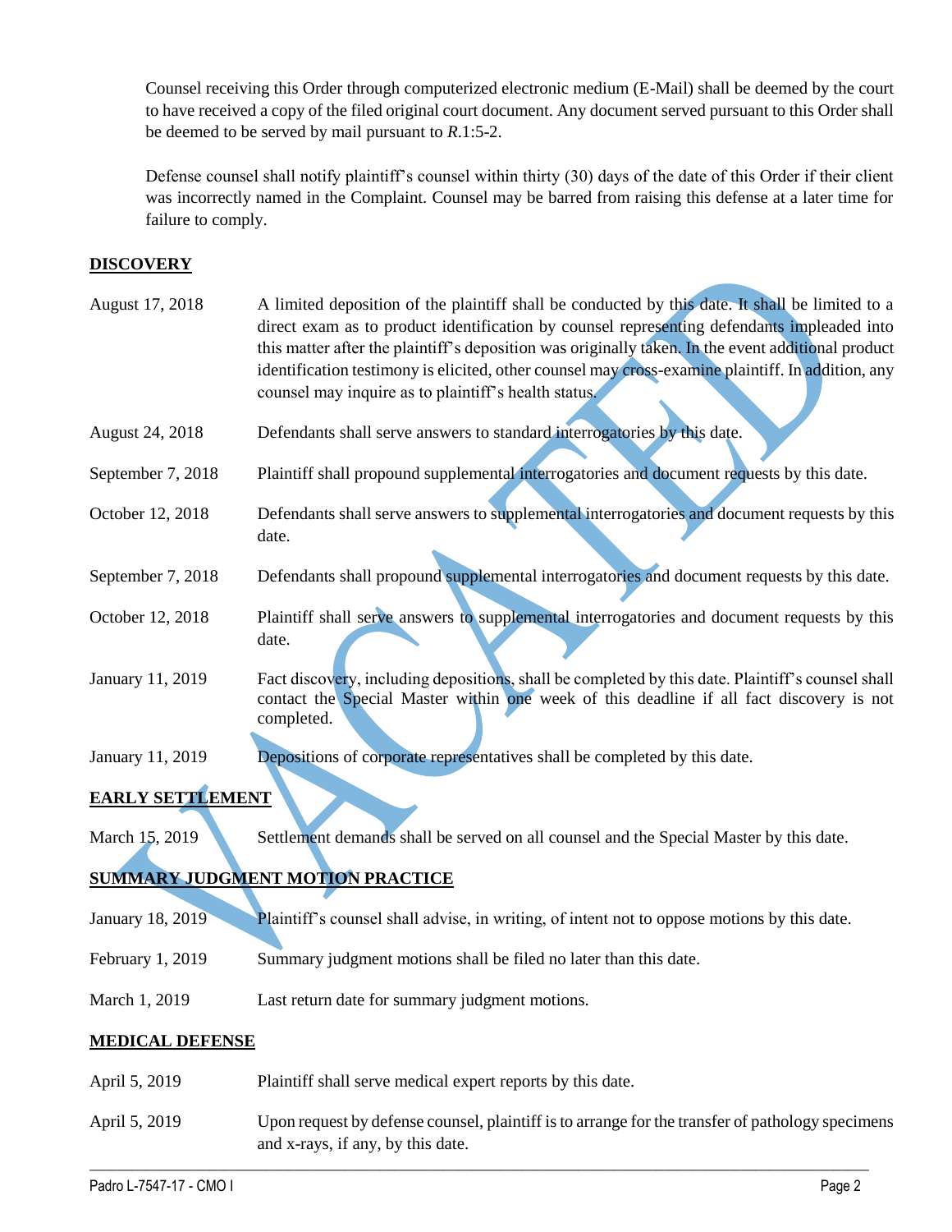Counsel receiving this Order through computerized electronic medium (E-Mail) shall be deemed by the court to have received a copy of the filed original court document. Any document served pursuant to this Order shall be deemed to be served by mail pursuant to *R*.1:5-2.

Defense counsel shall notify plaintiff's counsel within thirty (30) days of the date of this Order if their client was incorrectly named in the Complaint. Counsel may be barred from raising this defense at a later time for failure to comply.

## DISCOVERY

| | |
|---|---|
| August 17, 2018 | A limited deposition of the plaintiff shall be conducted by this date. It shall be limited to a direct exam as to product identification by counsel representing defendants impleaded into this matter after the plaintiff's deposition was originally taken. In the event additional product identification testimony is elicited, other counsel may cross-examine plaintiff. In addition, any counsel may inquire as to plaintiff's health status. |
| August 24, 2018 | Defendants shall serve answers to standard interrogatories by this date. |
| September 7, 2018 | Plaintiff shall propound supplemental interrogatories and document requests by this date. |
| October 12, 2018 | Defendants shall serve answers to supplemental interrogatories and document requests by this date. |
| September 7, 2018 | Defendants shall propound supplemental interrogatories and document requests by this date. |
| October 12, 2018 | Plaintiff shall serve answers to supplemental interrogatories and document requests by this date. |
| January 11, 2019 | Fact discovery, including depositions, shall be completed by this date. Plaintiff's counsel shall contact the Special Master within one week of this deadline if all fact discovery is not completed. |
| January 11, 2019 | Depositions of corporate representatives shall be completed by this date. |

## EARLY SETTLEMENT

| | |
|---|---|
| March 15, 2019 | Settlement demands shall be served on all counsel and the Special Master by this date. |

## SUMMARY JUDGMENT MOTION PRACTICE

| | |
|---|---|
| January 18, 2019 | Plaintiff's counsel shall advise, in writing, of intent not to oppose motions by this date. |
| February 1, 2019 | Summary judgment motions shall be filed no later than this date. |
| March 1, 2019 | Last return date for summary judgment motions. |

## MEDICAL DEFENSE

| | |
|---|---|
| April 5, 2019 | Plaintiff shall serve medical expert reports by this date. |
| April 5, 2019 | Upon request by defense counsel, plaintiff is to arrange for the transfer of pathology specimens and x-rays, if any, by this date. |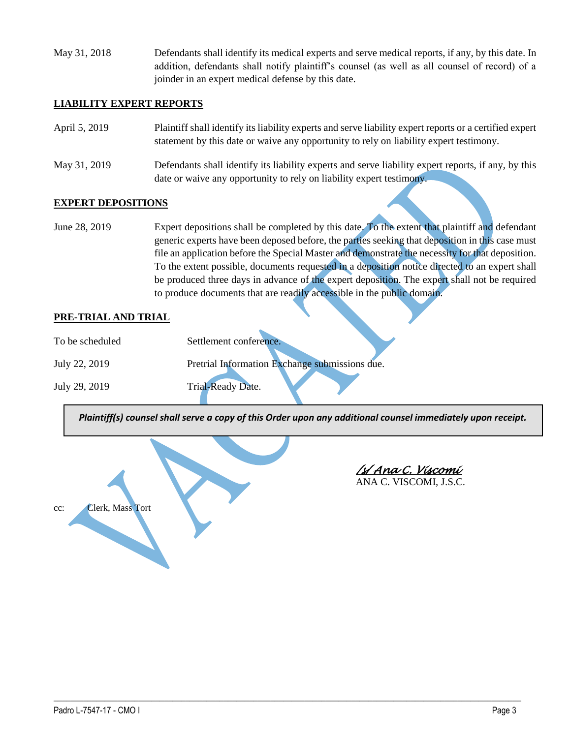| | |
|---|---|
| May 31, 2018 | Defendants shall identify its medical experts and serve medical reports, if any, by this date. In addition, defendants shall notify plaintiff's counsel (as well as all counsel of record) of a joinder in an expert medical defense by this date. |

**LIABILITY EXPERT REPORTS**

| | |
|---|---|
| April 5, 2019 | Plaintiff shall identify its liability experts and serve liability expert reports or a certified expert statement by this date or waive any opportunity to rely on liability expert testimony. |
| May 31, 2019 | Defendants shall identify its liability experts and serve liability expert reports, if any, by this date or waive any opportunity to rely on liability expert testimony. |

**EXPERT DEPOSITIONS**

| | |
|---|---|
| June 28, 2019 | Expert depositions shall be completed by this date. To the extent that plaintiff and defendant generic experts have been deposed before, the parties seeking that deposition in this case must file an application before the Special Master and demonstrate the necessity for that deposition. To the extent possible, documents requested in a deposition notice directed to an expert shall be produced three days in advance of the expert deposition. The expert shall not be required to produce documents that are readily accessible in the public domain. |

**PRE-TRIAL AND TRIAL**

| | |
|---|---|
| To be scheduled | Settlement conference. |
| July 22, 2019 | Pretrial Information Exchange submissions due. |
| July 29, 2019 | Trial-Ready Date. |

***Plaintiff(s) counsel shall serve a copy of this Order upon any additional counsel immediately upon receipt.***

/s/ Ana C. Viscomi
ANA C. VISCOMI, J.S.C.

cc: Clerk, Mass Tort

VACATED